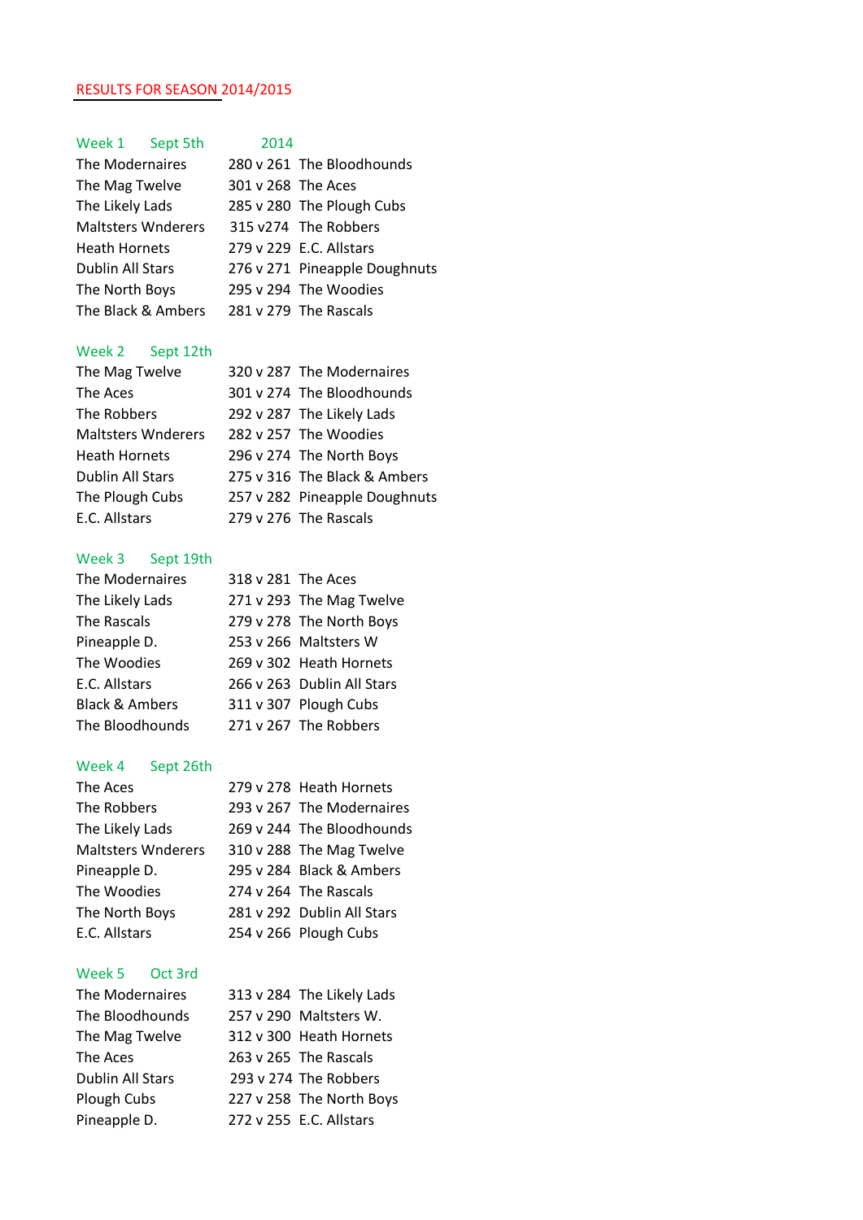## RESULTS FOR SEASON 2014/2015

### Week 1 Sept 5th 2014

| | | |
|---|---|---|
| The Modernaires | 280 v 261 | The Bloodhounds |
| The Mag Twelve | 301 v 268 | The Aces |
| The Likely Lads | 285 v 280 | The Plough Cubs |
| Maltsters Wnderers | 315 v274 | The Robbers |
| Heath Hornets | 279 v 229 | E.C. Allstars |
| Dublin All Stars | 276 v 271 | Pineapple Doughnuts |
| The North Boys | 295 v 294 | The Woodies |
| The Black & Ambers | 281 v 279 | The Rascals |

### Week 2 Sept 12th

| | | |
|---|---|---|
| The Mag Twelve | 320 v 287 | The Modernaires |
| The Aces | 301 v 274 | The Bloodhounds |
| The Robbers | 292 v 287 | The Likely Lads |
| Maltsters Wnderers | 282 v 257 | The Woodies |
| Heath Hornets | 296 v 274 | The North Boys |
| Dublin All Stars | 275 v 316 | The Black & Ambers |
| The Plough Cubs | 257 v 282 | Pineapple Doughnuts |
| E.C. Allstars | 279 v 276 | The Rascals |

### Week 3 Sept 19th

| | | |
|---|---|---|
| The Modernaires | 318 v 281 | The Aces |
| The Likely Lads | 271 v 293 | The Mag Twelve |
| The Rascals | 279 v 278 | The North Boys |
| Pineapple D. | 253 v 266 | Maltsters W |
| The Woodies | 269 v 302 | Heath Hornets |
| E.C. Allstars | 266 v 263 | Dublin All Stars |
| Black & Ambers | 311 v 307 | Plough Cubs |
| The Bloodhounds | 271 v 267 | The Robbers |

### Week 4 Sept 26th

| | | |
|---|---|---|
| The Aces | 279 v 278 | Heath Hornets |
| The Robbers | 293 v 267 | The Modernaires |
| The Likely Lads | 269 v 244 | The Bloodhounds |
| Maltsters Wnderers | 310 v 288 | The Mag Twelve |
| Pineapple D. | 295 v 284 | Black & Ambers |
| The Woodies | 274 v 264 | The Rascals |
| The North Boys | 281 v 292 | Dublin All Stars |
| E.C. Allstars | 254 v 266 | Plough Cubs |

### Week 5 Oct 3rd

| | | |
|---|---|---|
| The Modernaires | 313 v 284 | The Likely Lads |
| The Bloodhounds | 257 v 290 | Maltsters W. |
| The Mag Twelve | 312 v 300 | Heath Hornets |
| The Aces | 263 v 265 | The Rascals |
| Dublin All Stars | 293 v 274 | The Robbers |
| Plough Cubs | 227 v 258 | The North Boys |
| Pineapple D. | 272 v 255 | E.C. Allstars |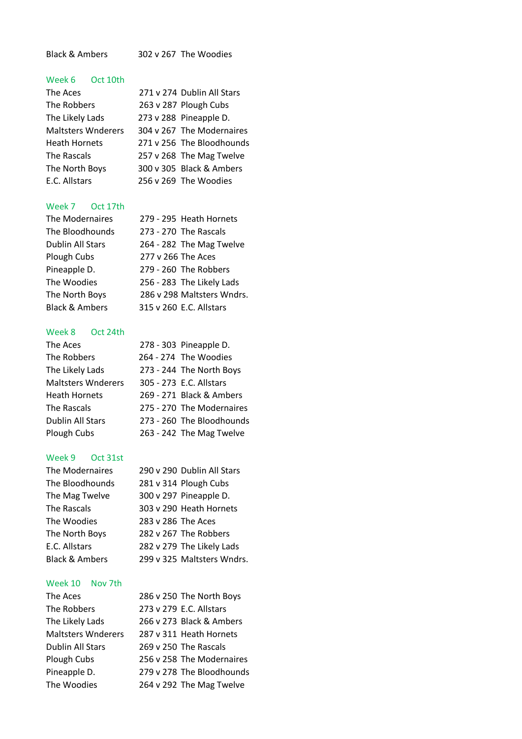| Black & Ambers | 302 v 267 | The Woodies |
|---|---|---|

Week 6 Oct 10th

| | | |
|---|---|---|
| The Aces | 271 v 274 | Dublin All Stars |
| The Robbers | 263 v 287 | Plough Cubs |
| The Likely Lads | 273 v 288 | Pineapple D. |
| Maltsters Wnderers | 304 v 267 | The Modernaires |
| Heath Hornets | 271 v 256 | The Bloodhounds |
| The Rascals | 257 v 268 | The Mag Twelve |
| The North Boys | 300 v 305 | Black & Ambers |
| E.C. Allstars | 256 v 269 | The Woodies |

Week 7 Oct 17th

| | | |
|---|---|---|
| The Modernaires | 279 - 295 | Heath Hornets |
| The Bloodhounds | 273 - 270 | The Rascals |
| Dublin All Stars | 264 - 282 | The Mag Twelve |
| Plough Cubs | 277 v 266 | The Aces |
| Pineapple D. | 279 - 260 | The Robbers |
| The Woodies | 256 - 283 | The Likely Lads |
| The North Boys | 286 v 298 | Maltsters Wndrs. |
| Black & Ambers | 315 v 260 | E.C. Allstars |

Week 8 Oct 24th

| | | |
|---|---|---|
| The Aces | 278 - 303 | Pineapple D. |
| The Robbers | 264 - 274 | The Woodies |
| The Likely Lads | 273 - 244 | The North Boys |
| Maltsters Wnderers | 305 - 273 | E.C. Allstars |
| Heath Hornets | 269 - 271 | Black & Ambers |
| The Rascals | 275 - 270 | The Modernaires |
| Dublin All Stars | 273 - 260 | The Bloodhounds |
| Plough Cubs | 263 - 242 | The Mag Twelve |

Week 9 Oct 31st

| | | |
|---|---|---|
| The Modernaires | 290 v 290 | Dublin All Stars |
| The Bloodhounds | 281 v 314 | Plough Cubs |
| The Mag Twelve | 300 v 297 | Pineapple D. |
| The Rascals | 303 v 290 | Heath Hornets |
| The Woodies | 283 v 286 | The Aces |
| The North Boys | 282 v 267 | The Robbers |
| E.C. Allstars | 282 v 279 | The Likely Lads |
| Black & Ambers | 299 v 325 | Maltsters Wndrs. |

Week 10 Nov 7th

| | | |
|---|---|---|
| The Aces | 286 v 250 | The North Boys |
| The Robbers | 273 v 279 | E.C. Allstars |
| The Likely Lads | 266 v 273 | Black & Ambers |
| Maltsters Wnderers | 287 v 311 | Heath Hornets |
| Dublin All Stars | 269 v 250 | The Rascals |
| Plough Cubs | 256 v 258 | The Modernaires |
| Pineapple D. | 279 v 278 | The Bloodhounds |
| The Woodies | 264 v 292 | The Mag Twelve |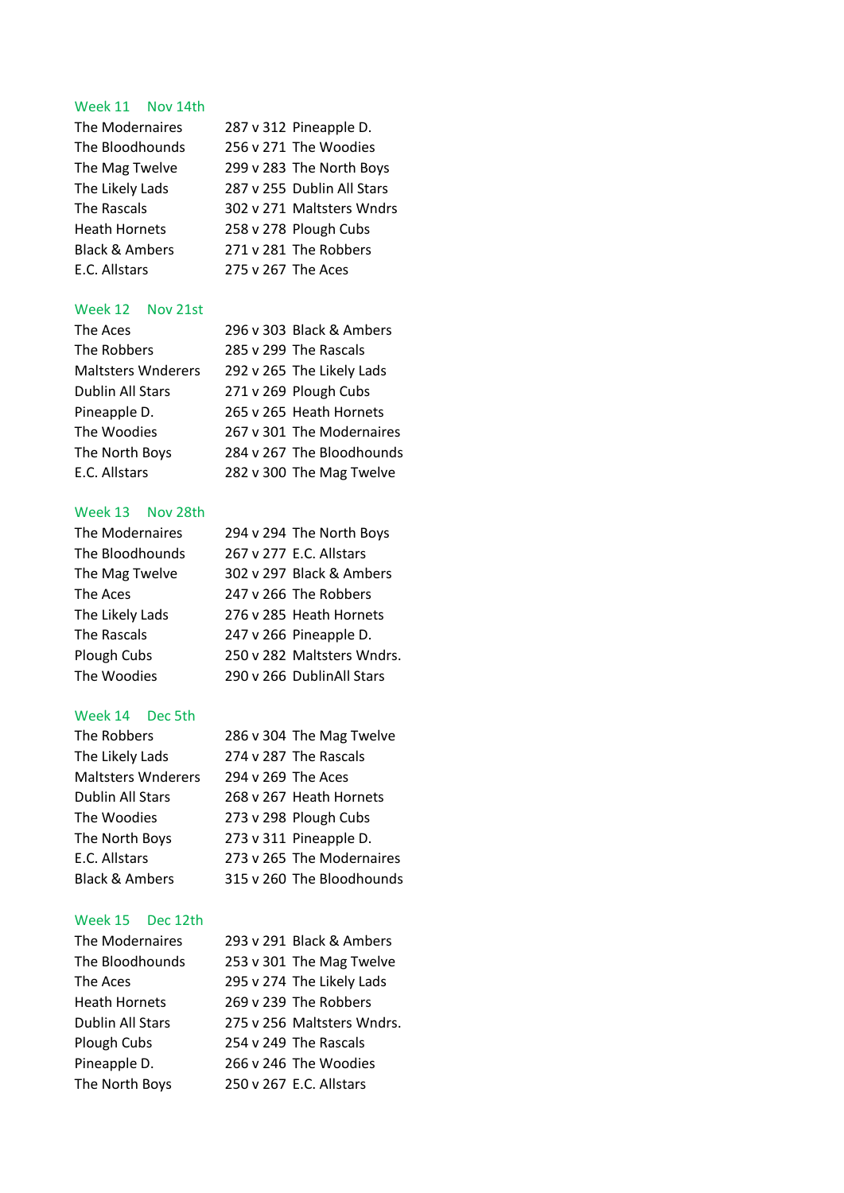### Week 11 Nov 14th

| | | |
|---|---|---|
| The Modernaires | 287 v 312 | Pineapple D. |
| The Bloodhounds | 256 v 271 | The Woodies |
| The Mag Twelve | 299 v 283 | The North Boys |
| The Likely Lads | 287 v 255 | Dublin All Stars |
| The Rascals | 302 v 271 | Maltsters Wndrs |
| Heath Hornets | 258 v 278 | Plough Cubs |
| Black & Ambers | 271 v 281 | The Robbers |
| E.C. Allstars | 275 v 267 | The Aces |

### Week 12 Nov 21st

| | | |
|---|---|---|
| The Aces | 296 v 303 | Black & Ambers |
| The Robbers | 285 v 299 | The Rascals |
| Maltsters Wnderers | 292 v 265 | The Likely Lads |
| Dublin All Stars | 271 v 269 | Plough Cubs |
| Pineapple D. | 265 v 265 | Heath Hornets |
| The Woodies | 267 v 301 | The Modernaires |
| The North Boys | 284 v 267 | The Bloodhounds |
| E.C. Allstars | 282 v 300 | The Mag Twelve |

### Week 13 Nov 28th

| | | |
|---|---|---|
| The Modernaires | 294 v 294 | The North Boys |
| The Bloodhounds | 267 v 277 | E.C. Allstars |
| The Mag Twelve | 302 v 297 | Black & Ambers |
| The Aces | 247 v 266 | The Robbers |
| The Likely Lads | 276 v 285 | Heath Hornets |
| The Rascals | 247 v 266 | Pineapple D. |
| Plough Cubs | 250 v 282 | Maltsters Wndrs. |
| The Woodies | 290 v 266 | DublinAll Stars |

### Week 14 Dec 5th

| | | |
|---|---|---|
| The Robbers | 286 v 304 | The Mag Twelve |
| The Likely Lads | 274 v 287 | The Rascals |
| Maltsters Wnderers | 294 v 269 | The Aces |
| Dublin All Stars | 268 v 267 | Heath Hornets |
| The Woodies | 273 v 298 | Plough Cubs |
| The North Boys | 273 v 311 | Pineapple D. |
| E.C. Allstars | 273 v 265 | The Modernaires |
| Black & Ambers | 315 v 260 | The Bloodhounds |

### Week 15 Dec 12th

| | | |
|---|---|---|
| The Modernaires | 293 v 291 | Black & Ambers |
| The Bloodhounds | 253 v 301 | The Mag Twelve |
| The Aces | 295 v 274 | The Likely Lads |
| Heath Hornets | 269 v 239 | The Robbers |
| Dublin All Stars | 275 v 256 | Maltsters Wndrs. |
| Plough Cubs | 254 v 249 | The Rascals |
| Pineapple D. | 266 v 246 | The Woodies |
| The North Boys | 250 v 267 | E.C. Allstars |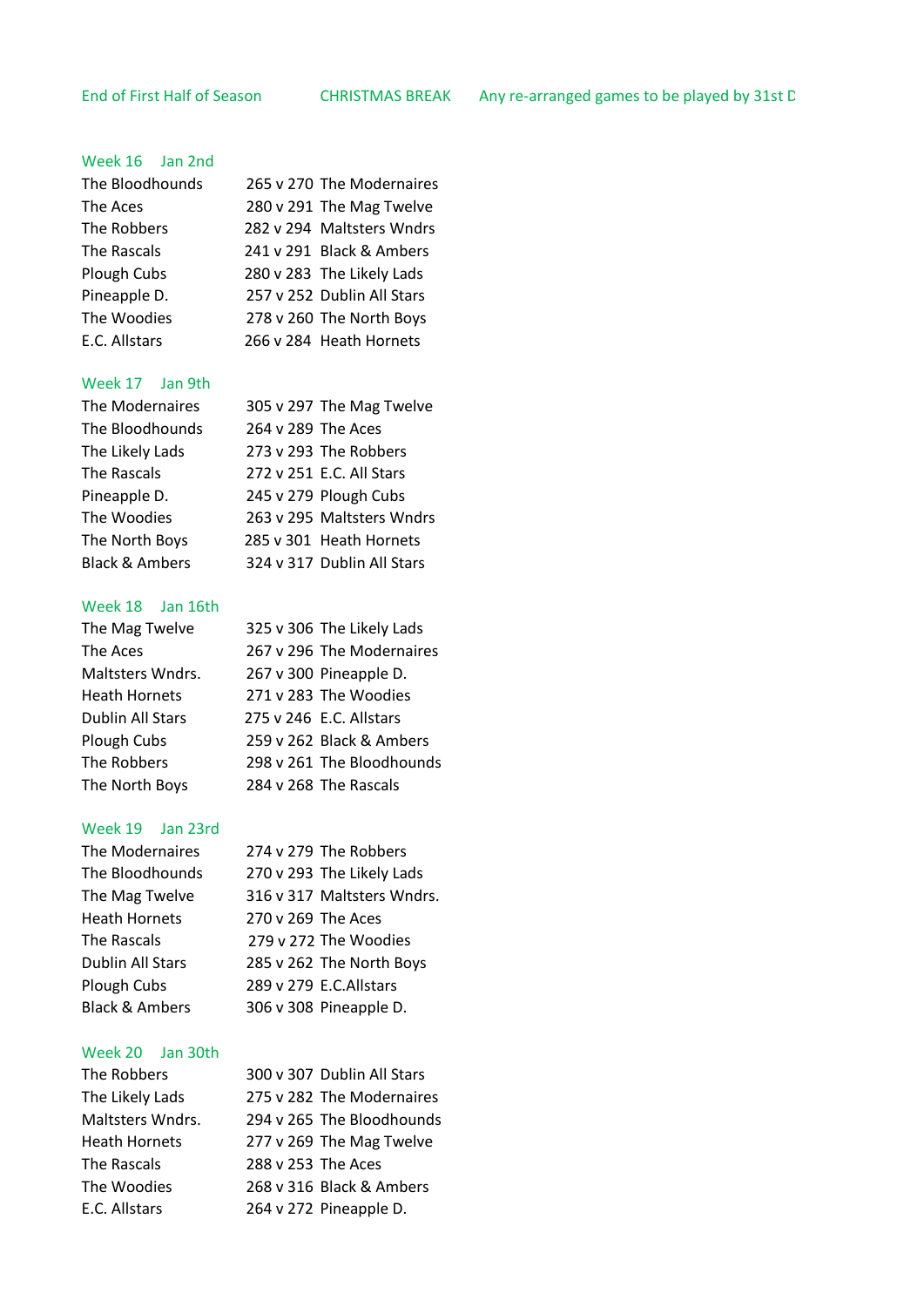End of First Half of Season CHRISTMAS BREAK Any re-arranged games to be played by 31st D

### Week 16 Jan 2nd

| Home | Score | Away |
|---|---|---|
| The Bloodhounds | 265 v 270 | The Modernaires |
| The Aces | 280 v 291 | The Mag Twelve |
| The Robbers | 282 v 294 | Maltsters Wndrs |
| The Rascals | 241 v 291 | Black & Ambers |
| Plough Cubs | 280 v 283 | The Likely Lads |
| Pineapple D. | 257 v 252 | Dublin All Stars |
| The Woodies | 278 v 260 | The North Boys |
| E.C. Allstars | 266 v 284 | Heath Hornets |

### Week 17 Jan 9th

| Home | Score | Away |
|---|---|---|
| The Modernaires | 305 v 297 | The Mag Twelve |
| The Bloodhounds | 264 v 289 | The Aces |
| The Likely Lads | 273 v 293 | The Robbers |
| The Rascals | 272 v 251 | E.C. All Stars |
| Pineapple D. | 245 v 279 | Plough Cubs |
| The Woodies | 263 v 295 | Maltsters Wndrs |
| The North Boys | 285 v 301 | Heath Hornets |
| Black & Ambers | 324 v 317 | Dublin All Stars |

### Week 18 Jan 16th

| Home | Score | Away |
|---|---|---|
| The Mag Twelve | 325 v 306 | The Likely Lads |
| The Aces | 267 v 296 | The Modernaires |
| Maltsters Wndrs. | 267 v 300 | Pineapple D. |
| Heath Hornets | 271 v 283 | The Woodies |
| Dublin All Stars | 275 v 246 | E.C. Allstars |
| Plough Cubs | 259 v 262 | Black & Ambers |
| The Robbers | 298 v 261 | The Bloodhounds |
| The North Boys | 284 v 268 | The Rascals |

### Week 19 Jan 23rd

| Home | Score | Away |
|---|---|---|
| The Modernaires | 274 v 279 | The Robbers |
| The Bloodhounds | 270 v 293 | The Likely Lads |
| The Mag Twelve | 316 v 317 | Maltsters Wndrs. |
| Heath Hornets | 270 v 269 | The Aces |
| The Rascals | 279 v 272 | The Woodies |
| Dublin All Stars | 285 v 262 | The North Boys |
| Plough Cubs | 289 v 279 | E.C.Allstars |
| Black & Ambers | 306 v 308 | Pineapple D. |

### Week 20 Jan 30th

| Home | Score | Away |
|---|---|---|
| The Robbers | 300 v 307 | Dublin All Stars |
| The Likely Lads | 275 v 282 | The Modernaires |
| Maltsters Wndrs. | 294 v 265 | The Bloodhounds |
| Heath Hornets | 277 v 269 | The Mag Twelve |
| The Rascals | 288 v 253 | The Aces |
| The Woodies | 268 v 316 | Black & Ambers |
| E.C. Allstars | 264 v 272 | Pineapple D. |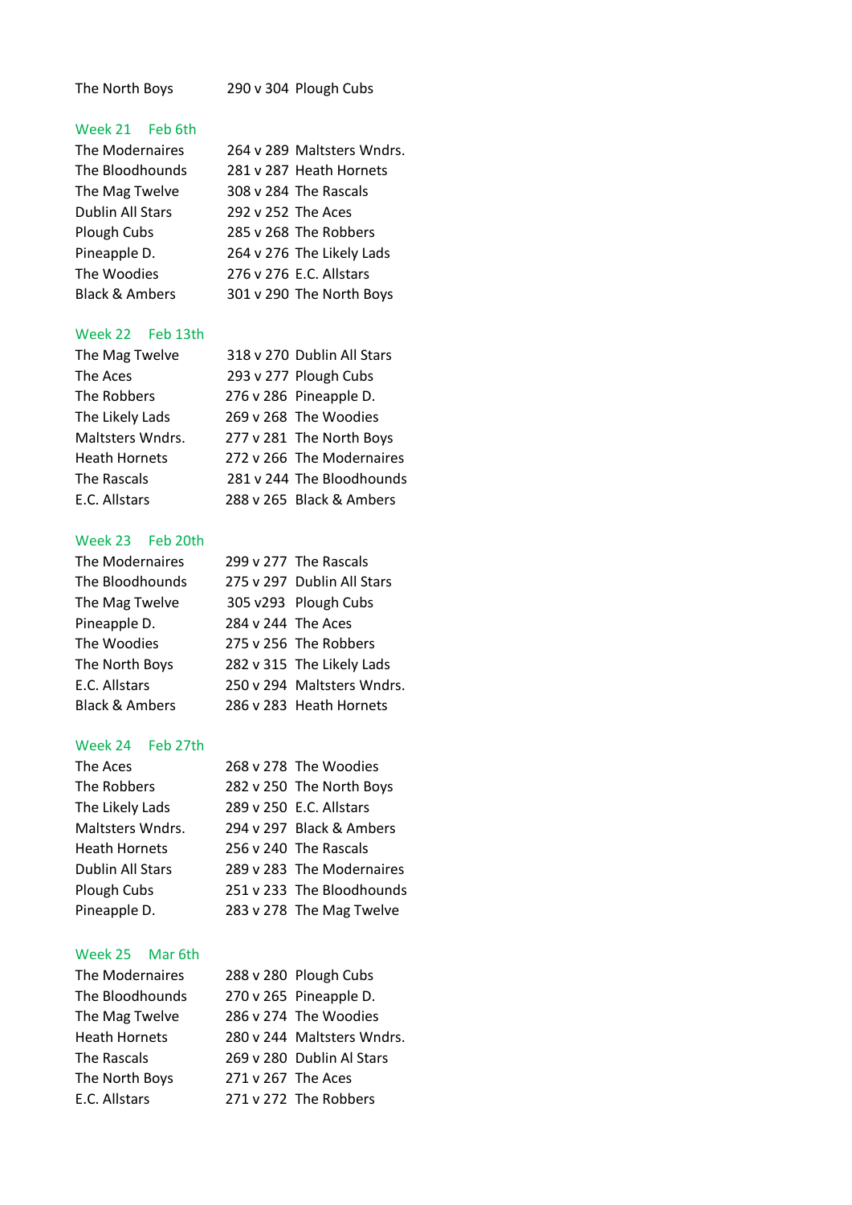| | | |
|---|---|---|
| The North Boys | 290 v 304 | Plough Cubs |

## Week 21 Feb 6th

| | | |
|---|---|---|
| The Modernaires | 264 v 289 | Maltsters Wndrs. |
| The Bloodhounds | 281 v 287 | Heath Hornets |
| The Mag Twelve | 308 v 284 | The Rascals |
| Dublin All Stars | 292 v 252 | The Aces |
| Plough Cubs | 285 v 268 | The Robbers |
| Pineapple D. | 264 v 276 | The Likely Lads |
| The Woodies | 276 v 276 | E.C. Allstars |
| Black & Ambers | 301 v 290 | The North Boys |

## Week 22 Feb 13th

| | | |
|---|---|---|
| The Mag Twelve | 318 v 270 | Dublin All Stars |
| The Aces | 293 v 277 | Plough Cubs |
| The Robbers | 276 v 286 | Pineapple D. |
| The Likely Lads | 269 v 268 | The Woodies |
| Maltsters Wndrs. | 277 v 281 | The North Boys |
| Heath Hornets | 272 v 266 | The Modernaires |
| The Rascals | 281 v 244 | The Bloodhounds |
| E.C. Allstars | 288 v 265 | Black & Ambers |

## Week 23 Feb 20th

| | | |
|---|---|---|
| The Modernaires | 299 v 277 | The Rascals |
| The Bloodhounds | 275 v 297 | Dublin All Stars |
| The Mag Twelve | 305 v293 | Plough Cubs |
| Pineapple D. | 284 v 244 | The Aces |
| The Woodies | 275 v 256 | The Robbers |
| The North Boys | 282 v 315 | The Likely Lads |
| E.C. Allstars | 250 v 294 | Maltsters Wndrs. |
| Black & Ambers | 286 v 283 | Heath Hornets |

## Week 24 Feb 27th

| | | |
|---|---|---|
| The Aces | 268 v 278 | The Woodies |
| The Robbers | 282 v 250 | The North Boys |
| The Likely Lads | 289 v 250 | E.C. Allstars |
| Maltsters Wndrs. | 294 v 297 | Black & Ambers |
| Heath Hornets | 256 v 240 | The Rascals |
| Dublin All Stars | 289 v 283 | The Modernaires |
| Plough Cubs | 251 v 233 | The Bloodhounds |
| Pineapple D. | 283 v 278 | The Mag Twelve |

## Week 25 Mar 6th

| | | |
|---|---|---|
| The Modernaires | 288 v 280 | Plough Cubs |
| The Bloodhounds | 270 v 265 | Pineapple D. |
| The Mag Twelve | 286 v 274 | The Woodies |
| Heath Hornets | 280 v 244 | Maltsters Wndrs. |
| The Rascals | 269 v 280 | Dublin Al Stars |
| The North Boys | 271 v 267 | The Aces |
| E.C. Allstars | 271 v 272 | The Robbers |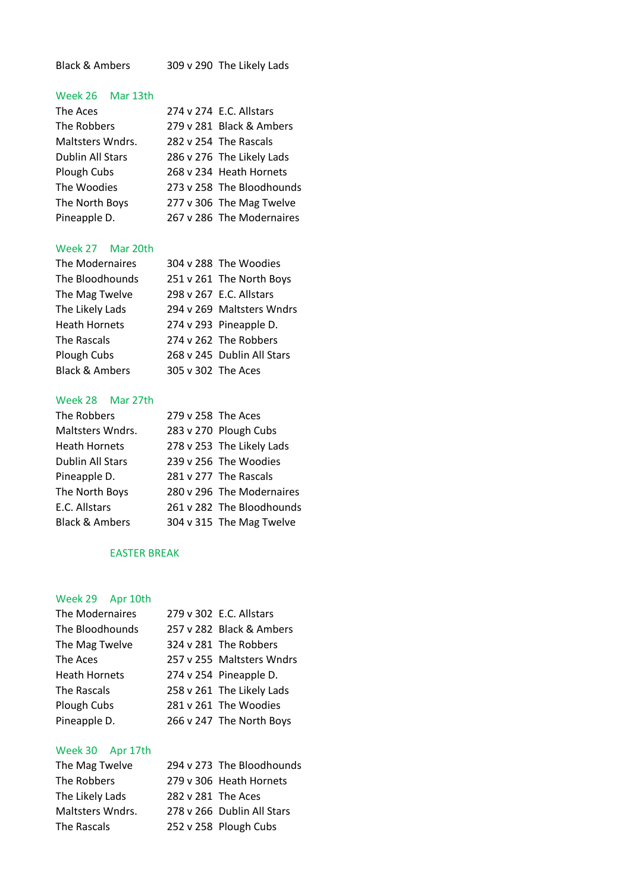| | | |
|---|---|---|
| Black & Ambers | 309 v 290 | The Likely Lads |

## Week 26 Mar 13th

| | | |
|---|---|---|
| The Aces | 274 v 274 | E.C. Allstars |
| The Robbers | 279 v 281 | Black & Ambers |
| Maltsters Wndrs. | 282 v 254 | The Rascals |
| Dublin All Stars | 286 v 276 | The Likely Lads |
| Plough Cubs | 268 v 234 | Heath Hornets |
| The Woodies | 273 v 258 | The Bloodhounds |
| The North Boys | 277 v 306 | The Mag Twelve |
| Pineapple D. | 267 v 286 | The Modernaires |

## Week 27 Mar 20th

| | | |
|---|---|---|
| The Modernaires | 304 v 288 | The Woodies |
| The Bloodhounds | 251 v 261 | The North Boys |
| The Mag Twelve | 298 v 267 | E.C. Allstars |
| The Likely Lads | 294 v 269 | Maltsters Wndrs |
| Heath Hornets | 274 v 293 | Pineapple D. |
| The Rascals | 274 v 262 | The Robbers |
| Plough Cubs | 268 v 245 | Dublin All Stars |
| Black & Ambers | 305 v 302 | The Aces |

## Week 28 Mar 27th

| | | |
|---|---|---|
| The Robbers | 279 v 258 | The Aces |
| Maltsters Wndrs. | 283 v 270 | Plough Cubs |
| Heath Hornets | 278 v 253 | The Likely Lads |
| Dublin All Stars | 239 v 256 | The Woodies |
| Pineapple D. | 281 v 277 | The Rascals |
| The North Boys | 280 v 296 | The Modernaires |
| E.C. Allstars | 261 v 282 | The Bloodhounds |
| Black & Ambers | 304 v 315 | The Mag Twelve |

EASTER BREAK

## Week 29 Apr 10th

| | | |
|---|---|---|
| The Modernaires | 279 v 302 | E.C. Allstars |
| The Bloodhounds | 257 v 282 | Black & Ambers |
| The Mag Twelve | 324 v 281 | The Robbers |
| The Aces | 257 v 255 | Maltsters Wndrs |
| Heath Hornets | 274 v 254 | Pineapple D. |
| The Rascals | 258 v 261 | The Likely Lads |
| Plough Cubs | 281 v 261 | The Woodies |
| Pineapple D. | 266 v 247 | The North Boys |

## Week 30 Apr 17th

| | | |
|---|---|---|
| The Mag Twelve | 294 v 273 | The Bloodhounds |
| The Robbers | 279 v 306 | Heath Hornets |
| The Likely Lads | 282 v 281 | The Aces |
| Maltsters Wndrs. | 278 v 266 | Dublin All Stars |
| The Rascals | 252 v 258 | Plough Cubs |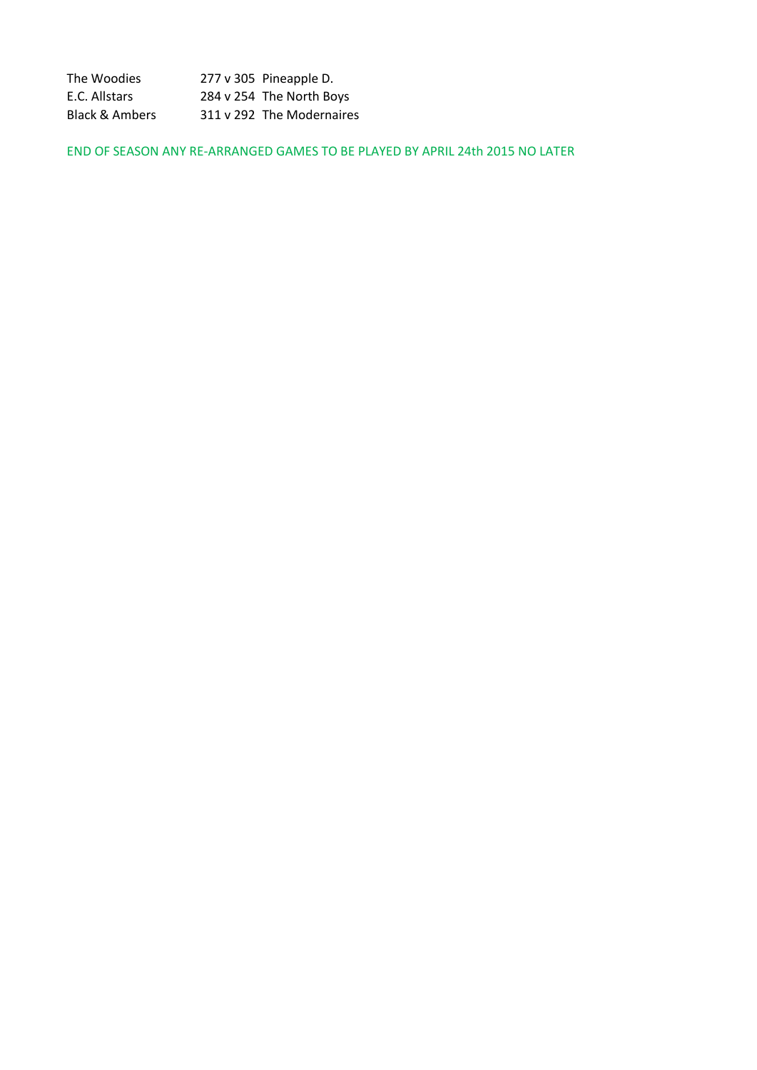| | | |
|---|---|---|
| The Woodies | 277 v 305 | Pineapple D. |
| E.C. Allstars | 284 v 254 | The North Boys |
| Black & Ambers | 311 v 292 | The Modernaires |

END OF SEASON ANY RE-ARRANGED GAMES TO BE PLAYED BY APRIL 24th 2015 NO LATER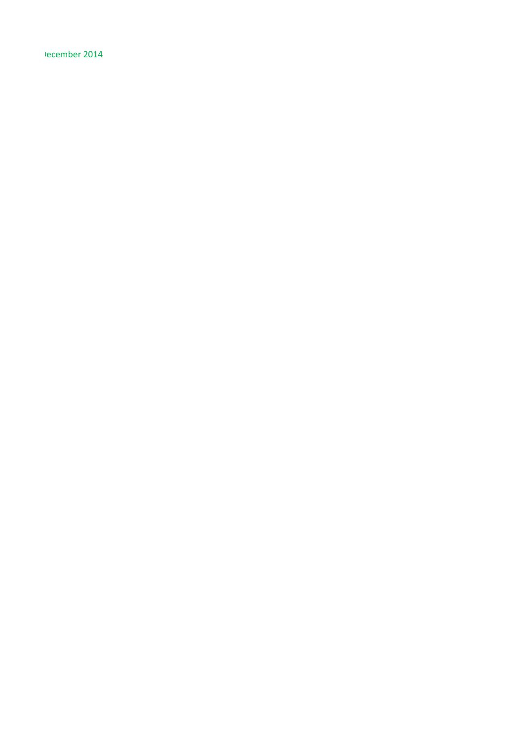December 2014